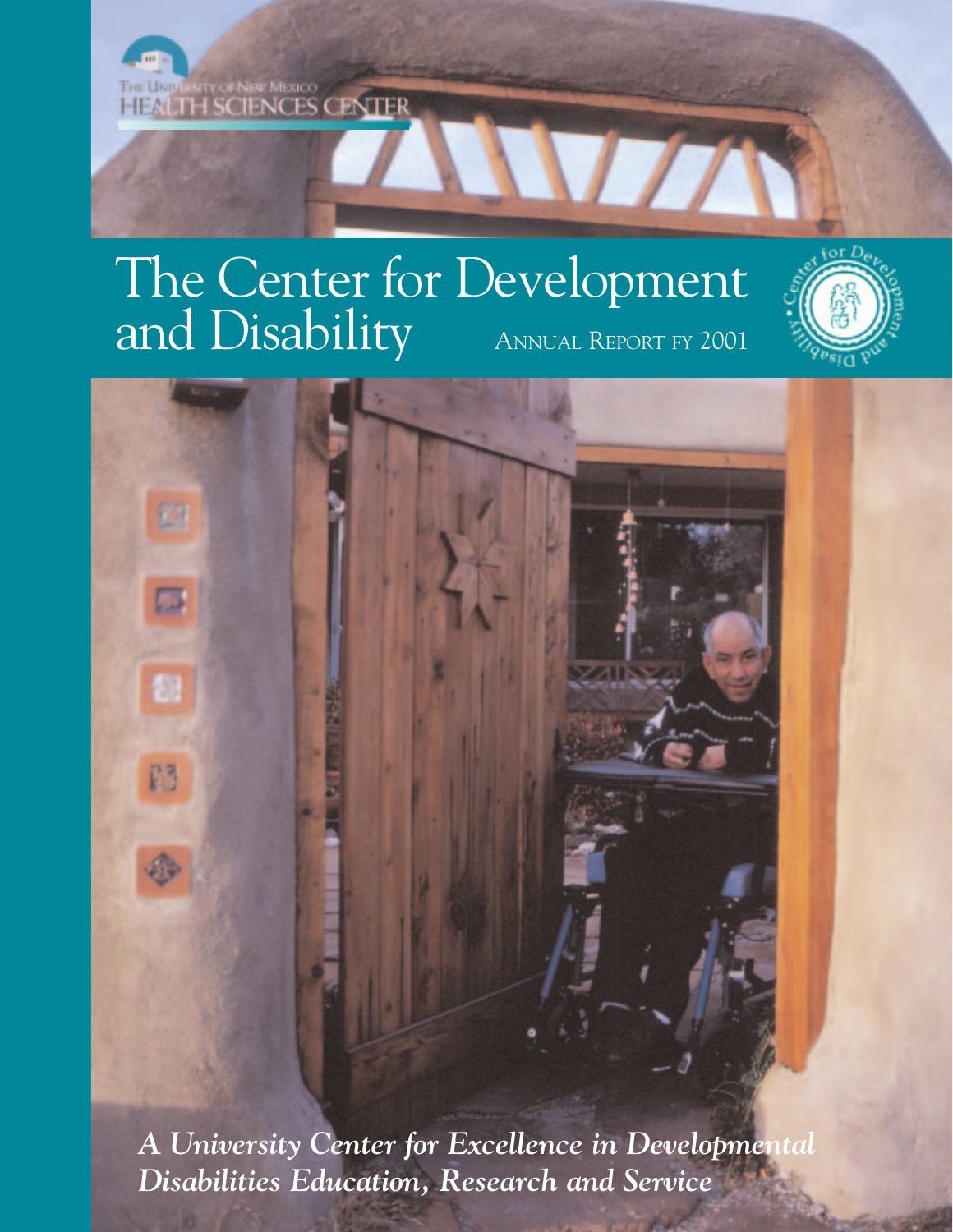The University of New Mexico
HEALTH SCIENCES CENTER

# The Center for Development and Disability

ANNUAL REPORT FY 2001

***A University Center for Excellence in Developmental Disabilities Education, Research and Service***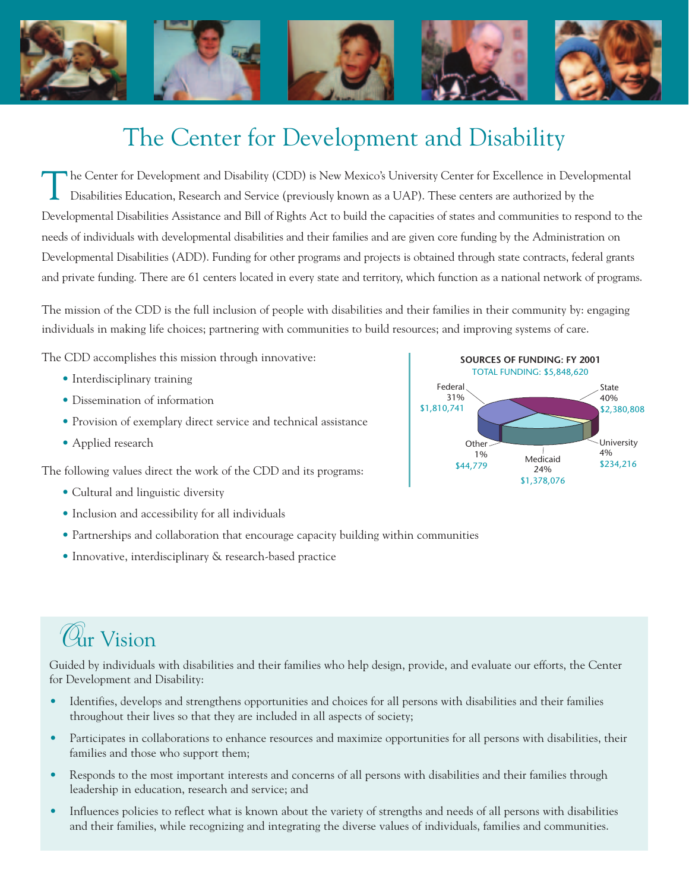# The Center for Development and Disability

The Center for Development and Disability (CDD) is New Mexico's University Center for Excellence in Developmental Disabilities Education, Research and Service (previously known as a UAP). These centers are authorized by the Developmental Disabilities Assistance and Bill of Rights Act to build the capacities of states and communities to respond to the needs of individuals with developmental disabilities and their families and are given core funding by the Administration on Developmental Disabilities (ADD). Funding for other programs and projects is obtained through state contracts, federal grants and private funding. There are 61 centers located in every state and territory, which function as a national network of programs.

The mission of the CDD is the full inclusion of people with disabilities and their families in their community by: engaging individuals in making life choices; partnering with communities to build resources; and improving systems of care.

The CDD accomplishes this mission through innovative:

- Interdisciplinary training
- Dissemination of information
- Provision of exemplary direct service and technical assistance
- Applied research

The following values direct the work of the CDD and its programs:

- Cultural and linguistic diversity
- Inclusion and accessibility for all individuals
- Partnerships and collaboration that encourage capacity building within communities
- Innovative, interdisciplinary & research-based practice

**SOURCES OF FUNDING: FY 2001**
TOTAL FUNDING: $5,848,620

| Source | Percent | Amount |
|---|---|---|
| State | 40% | $2,380,808 |
| Federal | 31% | $1,810,741 |
| Medicaid | 24% | $1,378,076 |
| University | 4% | $234,216 |
| Other | 1% | $44,779 |

## Our Vision

Guided by individuals with disabilities and their families who help design, provide, and evaluate our efforts, the Center for Development and Disability:

- Identifies, develops and strengthens opportunities and choices for all persons with disabilities and their families throughout their lives so that they are included in all aspects of society;
- Participates in collaborations to enhance resources and maximize opportunities for all persons with disabilities, their families and those who support them;
- Responds to the most important interests and concerns of all persons with disabilities and their families through leadership in education, research and service; and
- Influences policies to reflect what is known about the variety of strengths and needs of all persons with disabilities and their families, while recognizing and integrating the diverse values of individuals, families and communities.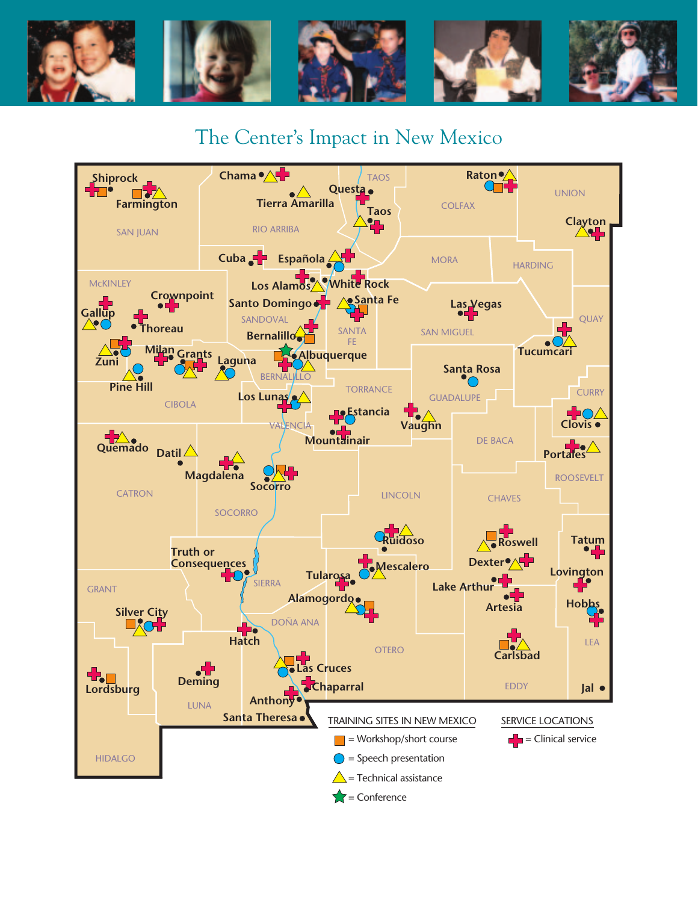# The Center's Impact in New Mexico

TRAINING SITES IN NEW MEXICO

- ■ = Workshop/short course
- ● = Speech presentation
- ▲ = Technical assistance
- ★ = Conference

SERVICE LOCATIONS

- ✚ = Clinical service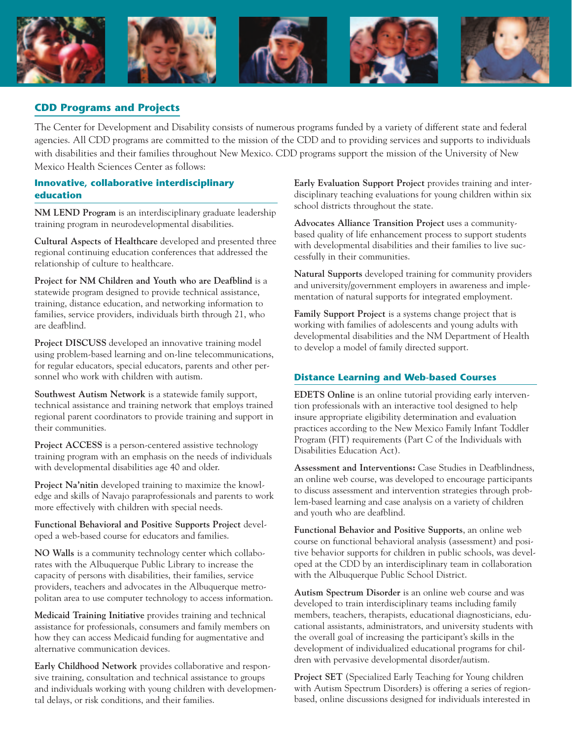## CDD Programs and Projects

The Center for Development and Disability consists of numerous programs funded by a variety of different state and federal agencies. All CDD programs are committed to the mission of the CDD and to providing services and supports to individuals with disabilities and their families throughout New Mexico. CDD programs support the mission of the University of New Mexico Health Sciences Center as follows:

### Innovative, collaborative interdisciplinary education

**NM LEND Program** is an interdisciplinary graduate leadership training program in neurodevelopmental disabilities.

**Cultural Aspects of Healthcare** developed and presented three regional continuing education conferences that addressed the relationship of culture to healthcare.

**Project for NM Children and Youth who are Deafblind** is a statewide program designed to provide technical assistance, training, distance education, and networking information to families, service providers, individuals birth through 21, who are deafblind.

**Project DISCUSS** developed an innovative training model using problem-based learning and on-line telecommunications, for regular educators, special educators, parents and other personnel who work with children with autism.

**Southwest Autism Network** is a statewide family support, technical assistance and training network that employs trained regional parent coordinators to provide training and support in their communities.

**Project ACCESS** is a person-centered assistive technology training program with an emphasis on the needs of individuals with developmental disabilities age 40 and older.

**Project Na'nitin** developed training to maximize the knowledge and skills of Navajo paraprofessionals and parents to work more effectively with children with special needs.

**Functional Behavioral and Positive Supports Project** developed a web-based course for educators and families.

**NO Walls** is a community technology center which collaborates with the Albuquerque Public Library to increase the capacity of persons with disabilities, their families, service providers, teachers and advocates in the Albuquerque metropolitan area to use computer technology to access information.

**Medicaid Training Initiative** provides training and technical assistance for professionals, consumers and family members on how they can access Medicaid funding for augmentative and alternative communication devices.

**Early Childhood Network** provides collaborative and responsive training, consultation and technical assistance to groups and individuals working with young children with developmental delays, or risk conditions, and their families.

**Early Evaluation Support Project** provides training and interdisciplinary teaching evaluations for young children within six school districts throughout the state.

**Advocates Alliance Transition Project** uses a community-based quality of life enhancement process to support students with developmental disabilities and their families to live successfully in their communities.

**Natural Supports** developed training for community providers and university/government employers in awareness and implementation of natural supports for integrated employment.

**Family Support Project** is a systems change project that is working with families of adolescents and young adults with developmental disabilities and the NM Department of Health to develop a model of family directed support.

### Distance Learning and Web-based Courses

**EDETS Online** is an online tutorial providing early intervention professionals with an interactive tool designed to help insure appropriate eligibility determination and evaluation practices according to the New Mexico Family Infant Toddler Program (FIT) requirements (Part C of the Individuals with Disabilities Education Act).

**Assessment and Interventions:** Case Studies in Deafblindness, an online web course, was developed to encourage participants to discuss assessment and intervention strategies through problem-based learning and case analysis on a variety of children and youth who are deafblind.

**Functional Behavior and Positive Supports**, an online web course on functional behavioral analysis (assessment) and positive behavior supports for children in public schools, was developed at the CDD by an interdisciplinary team in collaboration with the Albuquerque Public School District.

**Autism Spectrum Disorder** is an online web course and was developed to train interdisciplinary teams including family members, teachers, therapists, educational diagnosticians, educational assistants, administrators, and university students with the overall goal of increasing the participant's skills in the development of individualized educational programs for children with pervasive developmental disorder/autism.

**Project SET** (Specialized Early Teaching for Young children with Autism Spectrum Disorders) is offering a series of region-based, online discussions designed for individuals interested in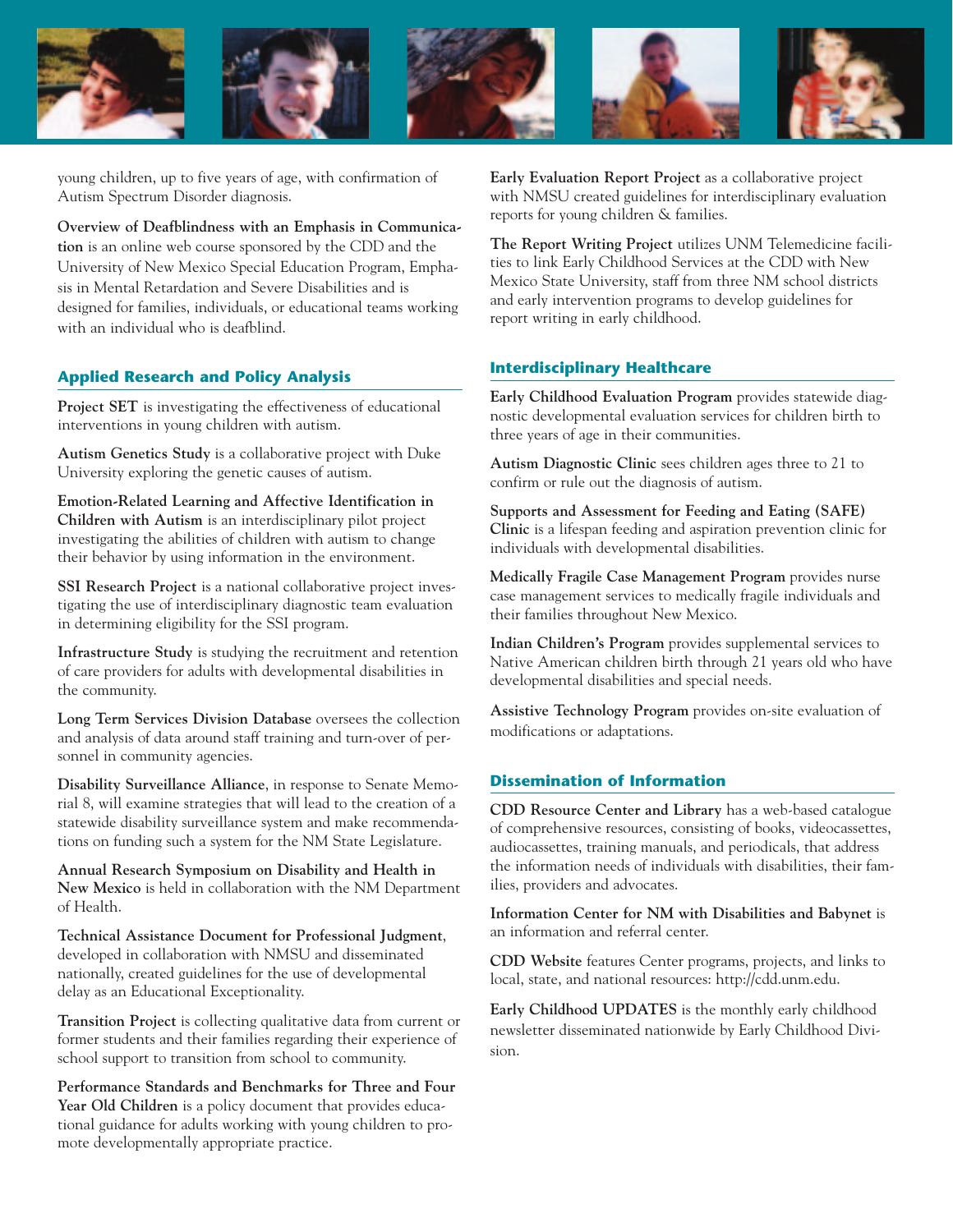young children, up to five years of age, with confirmation of Autism Spectrum Disorder diagnosis.

**Overview of Deafblindness with an Emphasis in Communication** is an online web course sponsored by the CDD and the University of New Mexico Special Education Program, Emphasis in Mental Retardation and Severe Disabilities and is designed for families, individuals, or educational teams working with an individual who is deafblind.

## Applied Research and Policy Analysis

**Project SET** is investigating the effectiveness of educational interventions in young children with autism.

**Autism Genetics Study** is a collaborative project with Duke University exploring the genetic causes of autism.

**Emotion-Related Learning and Affective Identification in Children with Autism** is an interdisciplinary pilot project investigating the abilities of children with autism to change their behavior by using information in the environment.

**SSI Research Project** is a national collaborative project investigating the use of interdisciplinary diagnostic team evaluation in determining eligibility for the SSI program.

**Infrastructure Study** is studying the recruitment and retention of care providers for adults with developmental disabilities in the community.

**Long Term Services Division Database** oversees the collection and analysis of data around staff training and turn-over of personnel in community agencies.

**Disability Surveillance Alliance**, in response to Senate Memorial 8, will examine strategies that will lead to the creation of a statewide disability surveillance system and make recommendations on funding such a system for the NM State Legislature.

**Annual Research Symposium on Disability and Health in New Mexico** is held in collaboration with the NM Department of Health.

**Technical Assistance Document for Professional Judgment**, developed in collaboration with NMSU and disseminated nationally, created guidelines for the use of developmental delay as an Educational Exceptionality.

**Transition Project** is collecting qualitative data from current or former students and their families regarding their experience of school support to transition from school to community.

**Performance Standards and Benchmarks for Three and Four Year Old Children** is a policy document that provides educational guidance for adults working with young children to promote developmentally appropriate practice.

**Early Evaluation Report Project** as a collaborative project with NMSU created guidelines for interdisciplinary evaluation reports for young children & families.

**The Report Writing Project** utilizes UNM Telemedicine facilities to link Early Childhood Services at the CDD with New Mexico State University, staff from three NM school districts and early intervention programs to develop guidelines for report writing in early childhood.

## Interdisciplinary Healthcare

**Early Childhood Evaluation Program** provides statewide diagnostic developmental evaluation services for children birth to three years of age in their communities.

**Autism Diagnostic Clinic** sees children ages three to 21 to confirm or rule out the diagnosis of autism.

**Supports and Assessment for Feeding and Eating (SAFE) Clinic** is a lifespan feeding and aspiration prevention clinic for individuals with developmental disabilities.

**Medically Fragile Case Management Program** provides nurse case management services to medically fragile individuals and their families throughout New Mexico.

**Indian Children's Program** provides supplemental services to Native American children birth through 21 years old who have developmental disabilities and special needs.

**Assistive Technology Program** provides on-site evaluation of modifications or adaptations.

## Dissemination of Information

**CDD Resource Center and Library** has a web-based catalogue of comprehensive resources, consisting of books, videocassettes, audiocassettes, training manuals, and periodicals, that address the information needs of individuals with disabilities, their families, providers and advocates.

**Information Center for NM with Disabilities and Babynet** is an information and referral center.

**CDD Website** features Center programs, projects, and links to local, state, and national resources: http://cdd.unm.edu.

**Early Childhood UPDATES** is the monthly early childhood newsletter disseminated nationwide by Early Childhood Division.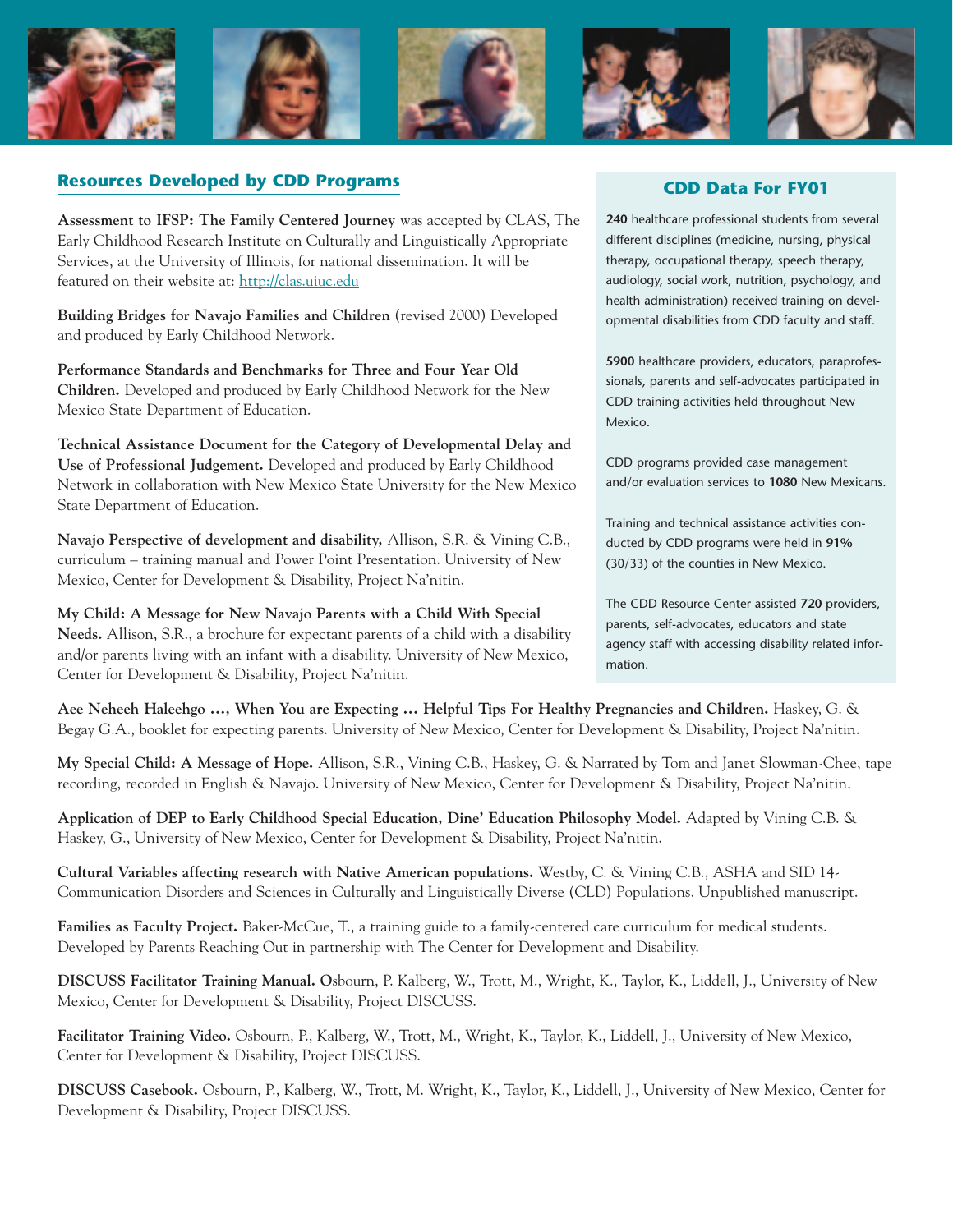## Resources Developed by CDD Programs

**Assessment to IFSP: The Family Centered Journey** was accepted by CLAS, The Early Childhood Research Institute on Culturally and Linguistically Appropriate Services, at the University of Illinois, for national dissemination. It will be featured on their website at: http://clas.uiuc.edu

**Building Bridges for Navajo Families and Children** (revised 2000) Developed and produced by Early Childhood Network.

**Performance Standards and Benchmarks for Three and Four Year Old Children.** Developed and produced by Early Childhood Network for the New Mexico State Department of Education.

**Technical Assistance Document for the Category of Developmental Delay and Use of Professional Judgement.** Developed and produced by Early Childhood Network in collaboration with New Mexico State University for the New Mexico State Department of Education.

**Navajo Perspective of development and disability,** Allison, S.R. & Vining C.B., curriculum – training manual and Power Point Presentation. University of New Mexico, Center for Development & Disability, Project Na'nitin.

**My Child: A Message for New Navajo Parents with a Child With Special Needs.** Allison, S.R., a brochure for expectant parents of a child with a disability and/or parents living with an infant with a disability. University of New Mexico, Center for Development & Disability, Project Na'nitin.

**Aee Neheeh Haleehgo …, When You are Expecting … Helpful Tips For Healthy Pregnancies and Children.** Haskey, G. & Begay G.A., booklet for expecting parents. University of New Mexico, Center for Development & Disability, Project Na'nitin.

**My Special Child: A Message of Hope.** Allison, S.R., Vining C.B., Haskey, G. & Narrated by Tom and Janet Slowman-Chee, tape recording, recorded in English & Navajo. University of New Mexico, Center for Development & Disability, Project Na'nitin.

**Application of DEP to Early Childhood Special Education, Dine' Education Philosophy Model.** Adapted by Vining C.B. & Haskey, G., University of New Mexico, Center for Development & Disability, Project Na'nitin.

**Cultural Variables affecting research with Native American populations.** Westby, C. & Vining C.B., ASHA and SID 14-Communication Disorders and Sciences in Culturally and Linguistically Diverse (CLD) Populations. Unpublished manuscript.

**Families as Faculty Project.** Baker-McCue, T., a training guide to a family-centered care curriculum for medical students. Developed by Parents Reaching Out in partnership with The Center for Development and Disability.

**DISCUSS Facilitator Training Manual.** Osbourn, P. Kalberg, W., Trott, M., Wright, K., Taylor, K., Liddell, J., University of New Mexico, Center for Development & Disability, Project DISCUSS.

**Facilitator Training Video.** Osbourn, P., Kalberg, W., Trott, M., Wright, K., Taylor, K., Liddell, J., University of New Mexico, Center for Development & Disability, Project DISCUSS.

**DISCUSS Casebook.** Osbourn, P., Kalberg, W., Trott, M. Wright, K., Taylor, K., Liddell, J., University of New Mexico, Center for Development & Disability, Project DISCUSS.

### CDD Data For FY01

**240** healthcare professional students from several different disciplines (medicine, nursing, physical therapy, occupational therapy, speech therapy, audiology, social work, nutrition, psychology, and health administration) received training on developmental disabilities from CDD faculty and staff.

**5900** healthcare providers, educators, paraprofessionals, parents and self-advocates participated in CDD training activities held throughout New Mexico.

CDD programs provided case management and/or evaluation services to **1080** New Mexicans.

Training and technical assistance activities conducted by CDD programs were held in **91%** (30/33) of the counties in New Mexico.

The CDD Resource Center assisted **720** providers, parents, self-advocates, educators and state agency staff with accessing disability related information.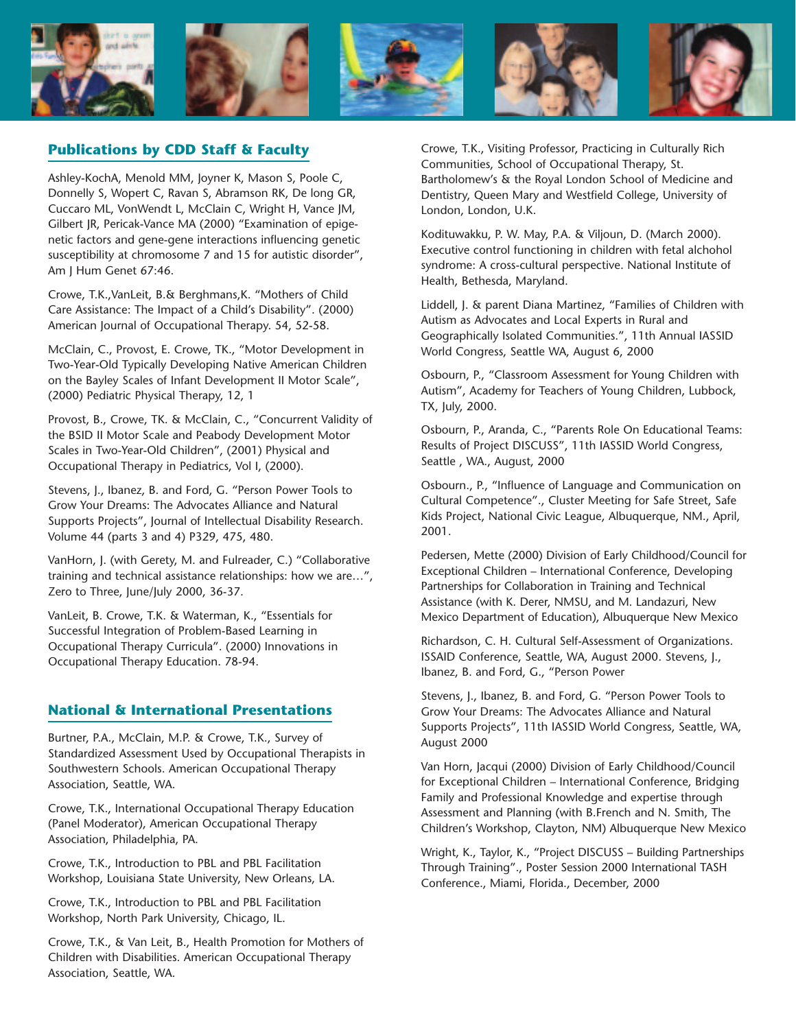## Publications by CDD Staff & Faculty

Ashley-KochA, Menold MM, Joyner K, Mason S, Poole C, Donnelly S, Wopert C, Ravan S, Abramson RK, De long GR, Cuccaro ML, VonWendt L, McClain C, Wright H, Vance JM, Gilbert JR, Pericak-Vance MA (2000) "Examination of epigenetic factors and gene-gene interactions influencing genetic susceptibility at chromosome 7 and 15 for autistic disorder", Am J Hum Genet 67:46.

Crowe, T.K.,VanLeit, B.& Berghmans,K. "Mothers of Child Care Assistance: The Impact of a Child's Disability". (2000) American Journal of Occupational Therapy. 54, 52-58.

McClain, C., Provost, E. Crowe, TK., "Motor Development in Two-Year-Old Typically Developing Native American Children on the Bayley Scales of Infant Development II Motor Scale", (2000) Pediatric Physical Therapy, 12, 1

Provost, B., Crowe, TK. & McClain, C., "Concurrent Validity of the BSID II Motor Scale and Peabody Development Motor Scales in Two-Year-Old Children", (2001) Physical and Occupational Therapy in Pediatrics, Vol I, (2000).

Stevens, J., Ibanez, B. and Ford, G. "Person Power Tools to Grow Your Dreams: The Advocates Alliance and Natural Supports Projects", Journal of Intellectual Disability Research. Volume 44 (parts 3 and 4) P329, 475, 480.

VanHorn, J. (with Gerety, M. and Fulreader, C.) "Collaborative training and technical assistance relationships: how we are…", Zero to Three, June/July 2000, 36-37.

VanLeit, B. Crowe, T.K. & Waterman, K., "Essentials for Successful Integration of Problem-Based Learning in Occupational Therapy Curricula". (2000) Innovations in Occupational Therapy Education. 78-94.

## National & International Presentations

Burtner, P.A., McClain, M.P. & Crowe, T.K., Survey of Standardized Assessment Used by Occupational Therapists in Southwestern Schools. American Occupational Therapy Association, Seattle, WA.

Crowe, T.K., International Occupational Therapy Education (Panel Moderator), American Occupational Therapy Association, Philadelphia, PA.

Crowe, T.K., Introduction to PBL and PBL Facilitation Workshop, Louisiana State University, New Orleans, LA.

Crowe, T.K., Introduction to PBL and PBL Facilitation Workshop, North Park University, Chicago, IL.

Crowe, T.K., & Van Leit, B., Health Promotion for Mothers of Children with Disabilities. American Occupational Therapy Association, Seattle, WA.

Crowe, T.K., Visiting Professor, Practicing in Culturally Rich Communities, School of Occupational Therapy, St. Bartholomew's & the Royal London School of Medicine and Dentistry, Queen Mary and Westfield College, University of London, London, U.K.

Kodituwakku, P. W. May, P.A. & Viljoun, D. (March 2000). Executive control functioning in children with fetal alchohol syndrome: A cross-cultural perspective. National Institute of Health, Bethesda, Maryland.

Liddell, J. & parent Diana Martinez, "Families of Children with Autism as Advocates and Local Experts in Rural and Geographically Isolated Communities.", 11th Annual IASSID World Congress, Seattle WA, August 6, 2000

Osbourn, P., "Classroom Assessment for Young Children with Autism", Academy for Teachers of Young Children, Lubbock, TX, July, 2000.

Osbourn, P., Aranda, C., "Parents Role On Educational Teams: Results of Project DISCUSS", 11th IASSID World Congress, Seattle , WA., August, 2000

Osbourn., P., "Influence of Language and Communication on Cultural Competence"., Cluster Meeting for Safe Street, Safe Kids Project, National Civic League, Albuquerque, NM., April, 2001.

Pedersen, Mette (2000) Division of Early Childhood/Council for Exceptional Children – International Conference, Developing Partnerships for Collaboration in Training and Technical Assistance (with K. Derer, NMSU, and M. Landazuri, New Mexico Department of Education), Albuquerque New Mexico

Richardson, C. H. Cultural Self-Assessment of Organizations. ISSAID Conference, Seattle, WA, August 2000. Stevens, J., Ibanez, B. and Ford, G., "Person Power

Stevens, J., Ibanez, B. and Ford, G. "Person Power Tools to Grow Your Dreams: The Advocates Alliance and Natural Supports Projects", 11th IASSID World Congress, Seattle, WA, August 2000

Van Horn, Jacqui (2000) Division of Early Childhood/Council for Exceptional Children – International Conference, Bridging Family and Professional Knowledge and expertise through Assessment and Planning (with B.French and N. Smith, The Children's Workshop, Clayton, NM) Albuquerque New Mexico

Wright, K., Taylor, K., "Project DISCUSS – Building Partnerships Through Training"., Poster Session 2000 International TASH Conference., Miami, Florida., December, 2000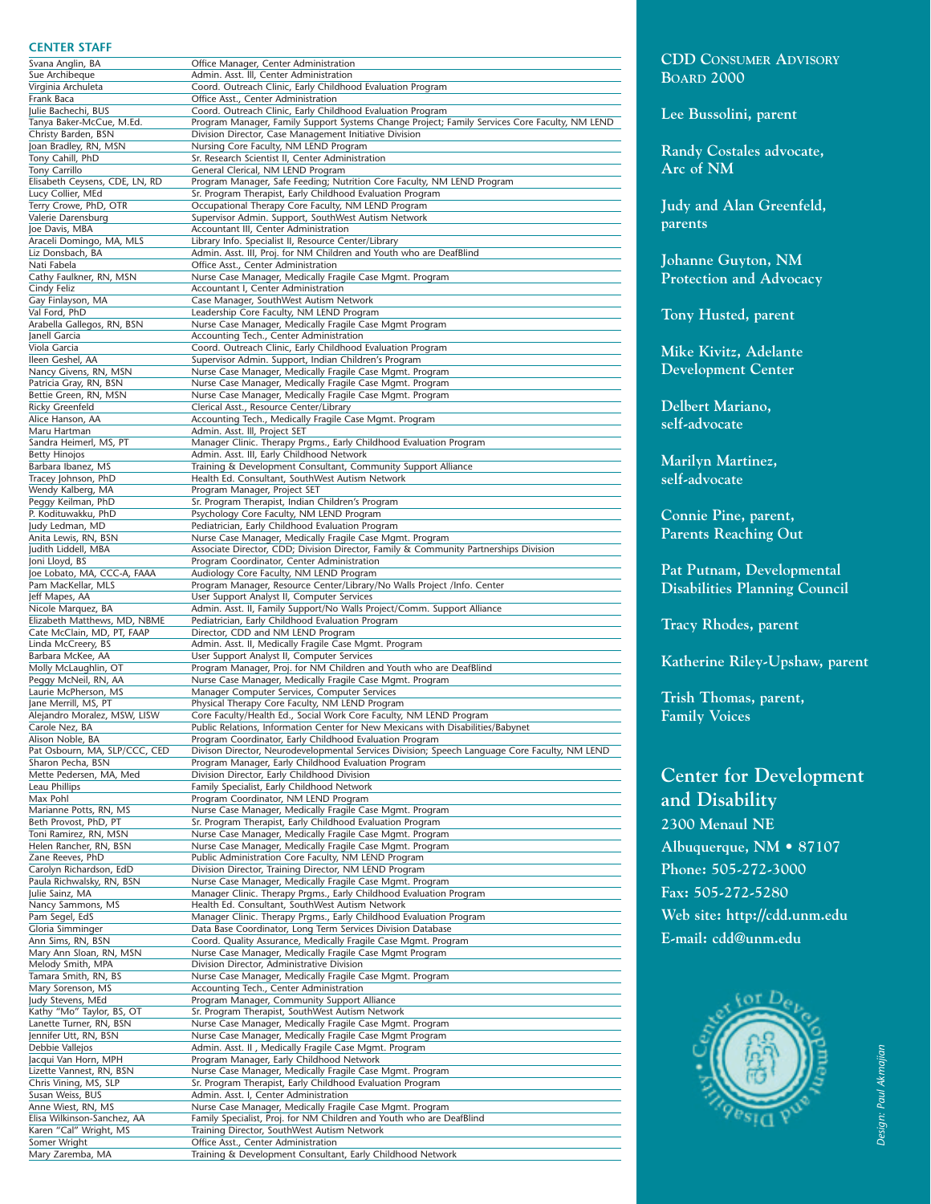## CENTER STAFF

| | |
|---|---|
| Svana Anglin, BA | Office Manager, Center Administration |
| Sue Archibeque | Admin. Asst. III, Center Administration |
| Virginia Archuleta | Coord. Outreach Clinic, Early Childhood Evaluation Program |
| Frank Baca | Office Asst., Center Administration |
| Julie Bachechi, BUS | Coord. Outreach Clinic, Early Childhood Evaluation Program |
| Tanya Baker-McCue, M.Ed. | Program Manager, Family Support Systems Change Project; Family Services Core Faculty, NM LEND |
| Christy Barden, BSN | Division Director, Case Management Initiative Division |
| Joan Bradley, RN, MSN | Nursing Core Faculty, NM LEND Program |
| Tony Cahill, PhD | Sr. Research Scientist II, Center Administration |
| Tony Carrillo | General Clerical, NM LEND Program |
| Elisabeth Ceysens, CDE, LN, RD | Program Manager, Safe Feeding; Nutrition Core Faculty, NM LEND Program |
| Lucy Collier, MEd | Sr. Program Therapist, Early Childhood Evaluation Program |
| Terry Crowe, PhD, OTR | Occupational Therapy Core Faculty, NM LEND Program |
| Valerie Darensburg | Supervisor Admin. Support, SouthWest Autism Network |
| Joe Davis, MBA | Accountant III, Center Administration |
| Araceli Domingo, MA, MLS | Library Info. Specialist II, Resource Center/Library |
| Liz Donsbach, BA | Admin. Asst. III, Proj. for NM Children and Youth who are DeafBlind |
| Nati Fabela | Office Asst., Center Administration |
| Cathy Faulkner, RN, MSN | Nurse Case Manager, Medically Fragile Case Mgmt. Program |
| Cindy Feliz | Accountant I, Center Administration |
| Gay Finlayson, MA | Case Manager, SouthWest Autism Network |
| Val Ford, PhD | Leadership Core Faculty, NM LEND Program |
| Arabella Gallegos, RN, BSN | Nurse Case Manager, Medically Fragile Case Mgmt Program |
| Janell Garcia | Accounting Tech., Center Administration |
| Viola Garcia | Coord. Outreach Clinic, Early Childhood Evaluation Program |
| Ileen Geshel, AA | Supervisor Admin. Support, Indian Children's Program |
| Nancy Givens, RN, MSN | Nurse Case Manager, Medically Fragile Case Mgmt. Program |
| Patricia Gray, RN, BSN | Nurse Case Manager, Medically Fragile Case Mgmt. Program |
| Bettie Green, RN, MSN | Nurse Case Manager, Medically Fragile Case Mgmt. Program |
| Ricky Greenfeld | Clerical Asst., Resource Center/Library |
| Alice Hanson, AA | Accounting Tech., Medically Fragile Case Mgmt. Program |
| Maru Hartman | Admin. Asst. III, Project SET |
| Sandra Heimerl, MS, PT | Manager Clinic. Therapy Prgms., Early Childhood Evaluation Program |
| Betty Hinojos | Admin. Asst. III, Early Childhood Network |
| Barbara Ibanez, MS | Training & Development Consultant, Community Support Alliance |
| Tracey Johnson, PhD | Health Ed. Consultant, SouthWest Autism Network |
| Wendy Kalberg, MA | Program Manager, Project SET |
| Peggy Keilman, PhD | Sr. Program Therapist, Indian Children's Program |
| P. Kodituwakku, PhD | Psychology Core Faculty, NM LEND Program |
| Judy Ledman, MD | Pediatrician, Early Childhood Evaluation Program |
| Anita Lewis, RN, BSN | Nurse Case Manager, Medically Fragile Case Mgmt. Program |
| Judith Liddell, MBA | Associate Director, CDD; Division Director, Family & Community Partnerships Division |
| Joni Lloyd, BS | Program Coordinator, Center Administration |
| Joe Lobato, MA, CCC-A, FAAA | Audiology Core Faculty, NM LEND Program |
| Pam MacKellar, MLS | Program Manager, Resource Center/Library/No Walls Project /Info. Center |
| Jeff Mapes, AA | User Support Analyst II, Computer Services |
| Nicole Marquez, BA | Admin. Asst. II, Family Support/No Walls Project/Comm. Support Alliance |
| Elizabeth Matthews, MD, NBME | Pediatrician, Early Childhood Evaluation Program |
| Cate McClain, MD, PT, FAAP | Director, CDD and NM LEND Program |
| Linda McCreery, BS | Admin. Asst. II, Medically Fragile Case Mgmt. Program |
| Barbara McKee, AA | User Support Analyst II, Computer Services |
| Molly McLaughlin, OT | Program Manager, Proj. for NM Children and Youth who are DeafBlind |
| Peggy McNeil, RN, AA | Nurse Case Manager, Medically Fragile Case Mgmt. Program |
| Laurie McPherson, MS | Manager Computer Services, Computer Services |
| Jane Merrill, MS, PT | Physical Therapy Core Faculty, NM LEND Program |
| Alejandro Moralez, MSW, LISW | Core Faculty/Health Ed., Social Work Core Faculty, NM LEND Program |
| Carole Nez, BA | Public Relations, Information Center for New Mexicans with Disabilities/Babynet |
| Alison Noble, BA | Program Coordinator, Early Childhood Evaluation Program |
| Pat Osbourn, MA, SLP/CCC, CED | Divison Director, Neurodevelopmental Services Division; Speech Language Core Faculty, NM LEND |
| Sharon Pecha, BSN | Program Manager, Early Childhood Evaluation Program |
| Mette Pedersen, MA, Med | Division Director, Early Childhood Division |
| Leau Phillips | Family Specialist, Early Childhood Network |
| Max Pohl | Program Coordinator, NM LEND Program |
| Marianne Potts, RN, MS | Nurse Case Manager, Medically Fragile Case Mgmt. Program |
| Beth Provost, PhD, PT | Sr. Program Therapist, Early Childhood Evaluation Program |
| Toni Ramirez, RN, MSN | Nurse Case Manager, Medically Fragile Case Mgmt. Program |
| Helen Rancher, RN, BSN | Nurse Case Manager, Medically Fragile Case Mgmt. Program |
| Zane Reeves, PhD | Public Administration Core Faculty, NM LEND Program |
| Carolyn Richardson, EdD | Division Director, Training Director, NM LEND Program |
| Paula Richwalsky, RN, BSN | Nurse Case Manager, Medically Fragile Case Mgmt. Program |
| Julie Sainz, MA | Manager Clinic. Therapy Prgms., Early Childhood Evaluation Program |
| Nancy Sammons, MS | Health Ed. Consultant, SouthWest Autism Network |
| Pam Segel, EdS | Manager Clinic. Therapy Prgms., Early Childhood Evaluation Program |
| Gloria Simminger | Data Base Coordinator, Long Term Services Division Database |
| Ann Sims, RN, BSN | Coord. Quality Assurance, Medically Fragile Case Mgmt. Program |
| Mary Ann Sloan, RN, MSN | Nurse Case Manager, Medically Fragile Case Mgmt Program |
| Melody Smith, MPA | Division Director, Administrative Division |
| Tamara Smith, RN, BS | Nurse Case Manager, Medically Fragile Case Mgmt. Program |
| Mary Sorenson, MS | Accounting Tech., Center Administration |
| Judy Stevens, MEd | Program Manager, Community Support Alliance |
| Kathy "Mo" Taylor, BS, OT | Sr. Program Therapist, SouthWest Autism Network |
| Lanette Turner, RN, BSN | Nurse Case Manager, Medically Fragile Case Mgmt. Program |
| Jennifer Utt, RN, BSN | Nurse Case Manager, Medically Fragile Case Mgmt Program |
| Debbie Vallejos | Admin. Asst. II , Medically Fragile Case Mgmt. Program |
| Jacqui Van Horn, MPH | Program Manager, Early Childhood Network |
| Lizette Vannest, RN, BSN | Nurse Case Manager, Medically Fragile Case Mgmt. Program |
| Chris Vining, MS, SLP | Sr. Program Therapist, Early Childhood Evaluation Program |
| Susan Weiss, BUS | Admin. Asst. I, Center Administration |
| Anne Wiest, RN, MS | Nurse Case Manager, Medically Fragile Case Mgmt. Program |
| Elisa Wilkinson-Sanchez, AA | Family Specialist, Proj. for NM Children and Youth who are DeafBlind |
| Karen "Cal" Wright, MS | Training Director, SouthWest Autism Network |
| Somer Wright | Office Asst., Center Administration |
| Mary Zaremba, MA | Training & Development Consultant, Early Childhood Network |

## CDD Consumer Advisory Board 2000

**Lee Bussolini, parent**

**Randy Costales advocate, Arc of NM**

**Judy and Alan Greenfeld, parents**

**Johanne Guyton, NM Protection and Advocacy**

**Tony Husted, parent**

**Mike Kivitz, Adelante Development Center**

**Delbert Mariano, self-advocate**

**Marilyn Martinez, self-advocate**

**Connie Pine, parent, Parents Reaching Out**

**Pat Putnam, Developmental Disabilities Planning Council**

**Tracy Rhodes, parent**

**Katherine Riley-Upshaw, parent**

**Trish Thomas, parent, Family Voices**

## Center for Development and Disability

**2300 Menaul NE**
**Albuquerque, NM • 87107**
**Phone: 505-272-3000**
**Fax: 505-272-5280**
**Web site: http://cdd.unm.edu**
**E-mail: cdd@unm.edu**

Center for Development and Disability

*Design: Paul Akmajian*